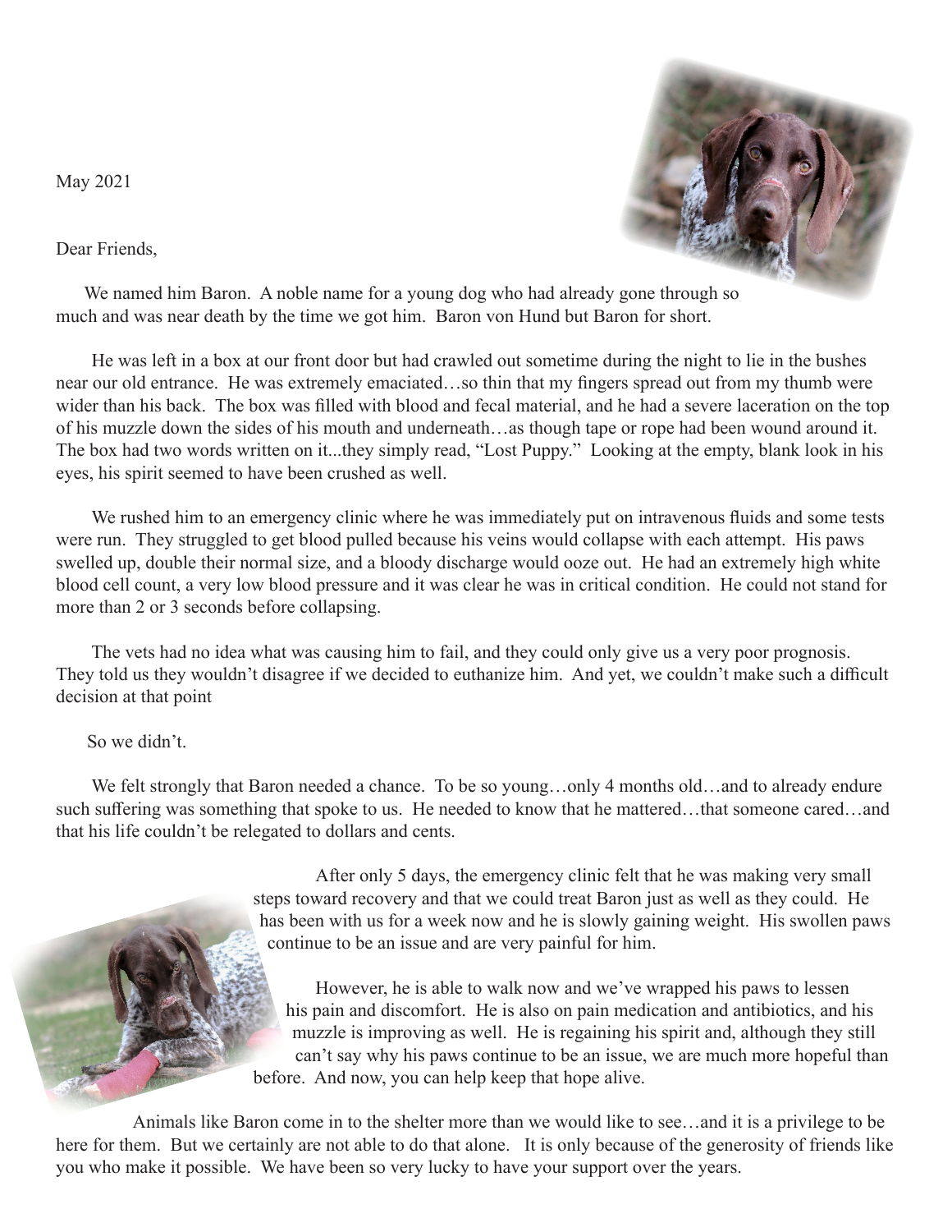May 2021

Dear Friends,

We named him Baron. A noble name for a young dog who had already gone through so much and was near death by the time we got him. Baron von Hund but Baron for short.

He was left in a box at our front door but had crawled out sometime during the night to lie in the bushes near our old entrance. He was extremely emaciated…so thin that my fingers spread out from my thumb were wider than his back. The box was filled with blood and fecal material, and he had a severe laceration on the top of his muzzle down the sides of his mouth and underneath…as though tape or rope had been wound around it. The box had two words written on it...they simply read, "Lost Puppy." Looking at the empty, blank look in his eyes, his spirit seemed to have been crushed as well.

We rushed him to an emergency clinic where he was immediately put on intravenous fluids and some tests were run. They struggled to get blood pulled because his veins would collapse with each attempt. His paws swelled up, double their normal size, and a bloody discharge would ooze out. He had an extremely high white blood cell count, a very low blood pressure and it was clear he was in critical condition. He could not stand for more than 2 or 3 seconds before collapsing.

The vets had no idea what was causing him to fail, and they could only give us a very poor prognosis. They told us they wouldn't disagree if we decided to euthanize him. And yet, we couldn't make such a difficult decision at that point

So we didn't.

We felt strongly that Baron needed a chance. To be so young…only 4 months old…and to already endure such suffering was something that spoke to us. He needed to know that he mattered…that someone cared…and that his life couldn't be relegated to dollars and cents.

After only 5 days, the emergency clinic felt that he was making very small steps toward recovery and that we could treat Baron just as well as they could. He has been with us for a week now and he is slowly gaining weight. His swollen paws continue to be an issue and are very painful for him.

However, he is able to walk now and we've wrapped his paws to lessen his pain and discomfort. He is also on pain medication and antibiotics, and his muzzle is improving as well. He is regaining his spirit and, although they still can't say why his paws continue to be an issue, we are much more hopeful than before. And now, you can help keep that hope alive.

Animals like Baron come in to the shelter more than we would like to see…and it is a privilege to be here for them. But we certainly are not able to do that alone. It is only because of the generosity of friends like you who make it possible. We have been so very lucky to have your support over the years.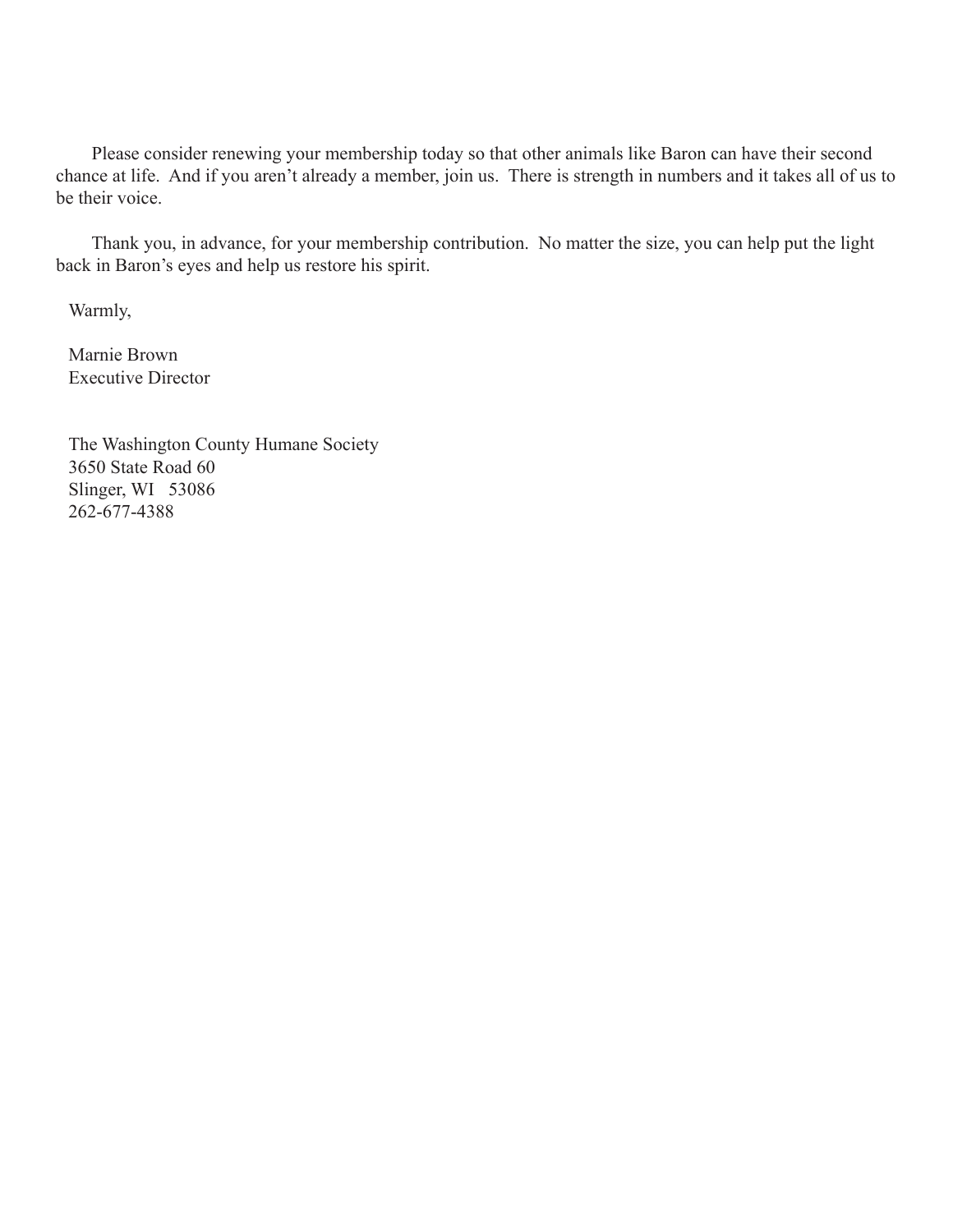Please consider renewing your membership today so that other animals like Baron can have their second chance at life. And if you aren't already a member, join us. There is strength in numbers and it takes all of us to be their voice.

Thank you, in advance, for your membership contribution. No matter the size, you can help put the light back in Baron's eyes and help us restore his spirit.

Warmly,

Marnie Brown  
Executive Director

The Washington County Humane Society  
3650 State Road 60  
Slinger, WI 53086  
262-677-4388